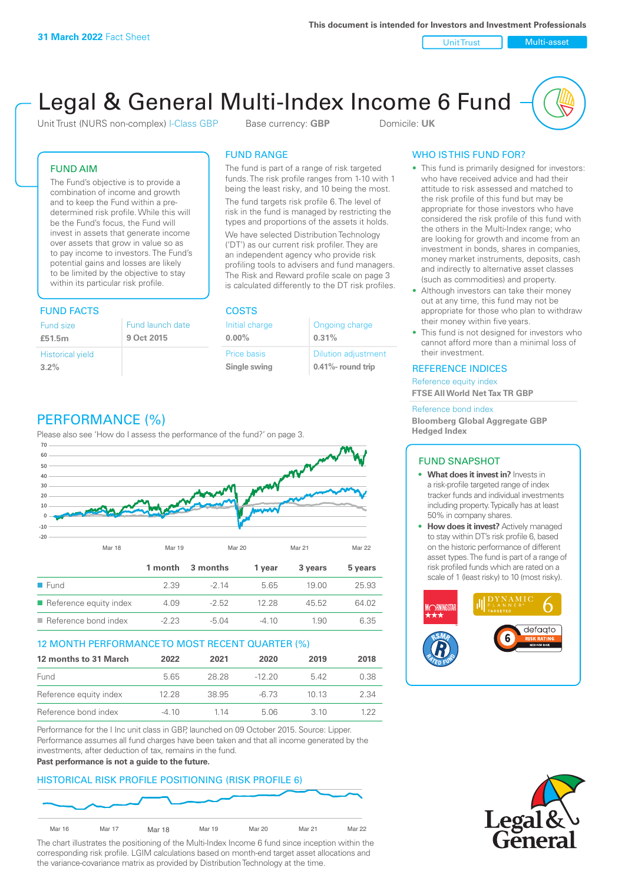31 March 2022 Fact Sheet

This document is intended for Investors and Investment Professionals

Unit Trust | Multi-asset

# Legal & General Multi-Index Income 6 Fund

Unit Trust (NURS non-complex) I-Class GBP    Base currency: **GBP**    Domicile: **UK**

## FUND AIM

The Fund's objective is to provide a combination of income and growth and to keep the Fund within a pre-determined risk profile. While this will be the Fund's focus, the Fund will invest in assets that generate income over assets that grow in value so as to pay income to investors. The Fund's potential gains and losses are likely to be limited by the objective to stay within its particular risk profile.

## FUND RANGE

The fund is part of a range of risk targeted funds. The risk profile ranges from 1-10 with 1 being the least risky, and 10 being the most.

The fund targets risk profile 6. The level of risk in the fund is managed by restricting the types and proportions of the assets it holds.

We have selected Distribution Technology ('DT') as our current risk profiler. They are an independent agency who provide risk profiling tools to advisers and fund managers. The Risk and Reward profile scale on page 3 is calculated differently to the DT risk profiles.

## FUND FACTS

| Fund size | Fund launch date |
|---|---|
| **£51.5m** | **9 Oct 2015** |
| Historical yield | |
| **3.2%** | |

## COSTS

| Initial charge | Ongoing charge |
|---|---|
| **0.00%** | **0.31%** |
| Price basis | Dilution adjustment |
| **Single swing** | **0.41%- round trip** |

## WHO IS THIS FUND FOR?

- This fund is primarily designed for investors: who have received advice and had their attitude to risk assessed and matched to the risk profile of this fund but may be appropriate for those investors who have considered the risk profile of this fund with the others in the Multi-Index range; who are looking for growth and income from an investment in bonds, shares in companies, money market instruments, deposits, cash and indirectly to alternative asset classes (such as commodities) and property.
- Although investors can take their money out at any time, this fund may not be appropriate for those who plan to withdraw their money within five years.
- This fund is not designed for investors who cannot afford more than a minimal loss of their investment.

## REFERENCE INDICES

Reference equity index
**FTSE All World Net Tax TR GBP**

Reference bond index
**Bloomberg Global Aggregate GBP Hedged Index**

## PERFORMANCE (%)

Please also see 'How do I assess the performance of the fund?' on page 3.

| | 1 month | 3 months | 1 year | 3 years | 5 years |
|---|---|---|---|---|---|
| Fund | 2.39 | -2.14 | 5.65 | 19.00 | 25.93 |
| Reference equity index | 4.09 | -2.52 | 12.28 | 45.52 | 64.02 |
| Reference bond index | -2.23 | -5.04 | -4.10 | 1.90 | 6.35 |

## 12 MONTH PERFORMANCE TO MOST RECENT QUARTER (%)

| 12 months to 31 March | 2022 | 2021 | 2020 | 2019 | 2018 |
|---|---|---|---|---|---|
| Fund | 5.65 | 28.28 | -12.20 | 5.42 | 0.38 |
| Reference equity index | 12.28 | 38.95 | -6.73 | 10.13 | 2.34 |
| Reference bond index | -4.10 | 1.14 | 5.06 | 3.10 | 1.22 |

Performance for the I Inc unit class in GBP, launched on 09 October 2015. Source: Lipper. Performance assumes all fund charges have been taken and that all income generated by the investments, after deduction of tax, remains in the fund.
**Past performance is not a guide to the future.**

## FUND SNAPSHOT

- **What does it invest in?** Invests in a risk-profile targeted range of index tracker funds and individual investments including property. Typically has at least 50% in company shares.
- **How does it invest?** Actively managed to stay within DT's risk profile 6, based on the historic performance of different asset types. The fund is part of a range of risk profiled funds which are rated on a scale of 1 (least risky) to 10 (most risky).

## HISTORICAL RISK PROFILE POSITIONING (RISK PROFILE 6)

The chart illustrates the positioning of the Multi-Index Income 6 fund since inception within the corresponding risk profile. LGIM calculations based on month-end target asset allocations and the variance-covariance matrix as provided by Distribution Technology at the time.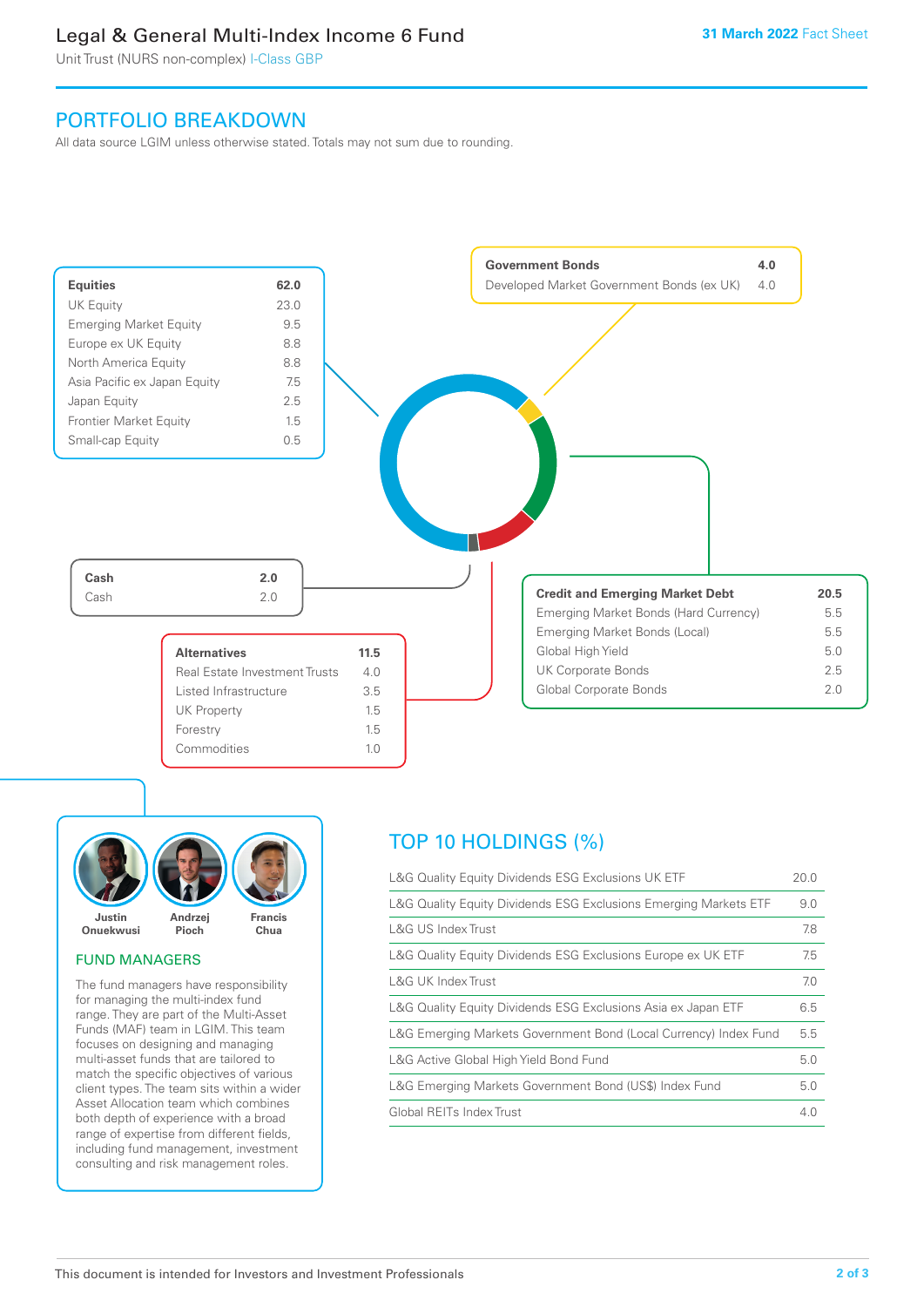## PORTFOLIO BREAKDOWN

All data source LGIM unless otherwise stated. Totals may not sum due to rounding.

| Equities | 62.0 |
|---|---|
| UK Equity | 23.0 |
| Emerging Market Equity | 9.5 |
| Europe ex UK Equity | 8.8 |
| North America Equity | 8.8 |
| Asia Pacific ex Japan Equity | 7.5 |
| Japan Equity | 2.5 |
| Frontier Market Equity | 1.5 |
| Small-cap Equity | 0.5 |

| Government Bonds | 4.0 |
|---|---|
| Developed Market Government Bonds (ex UK) | 4.0 |

| Cash | 2.0 |
|---|---|
| Cash | 2.0 |

| Credit and Emerging Market Debt | 20.5 |
|---|---|
| Emerging Market Bonds (Hard Currency) | 5.5 |
| Emerging Market Bonds (Local) | 5.5 |
| Global High Yield | 5.0 |
| UK Corporate Bonds | 2.5 |
| Global Corporate Bonds | 2.0 |

| Alternatives | 11.5 |
|---|---|
| Real Estate Investment Trusts | 4.0 |
| Listed Infrastructure | 3.5 |
| UK Property | 1.5 |
| Forestry | 1.5 |
| Commodities | 1.0 |

Justin Onuekwusi, Andrzej Pioch, Francis Chua

### FUND MANAGERS

The fund managers have responsibility for managing the multi-index fund range. They are part of the Multi-Asset Funds (MAF) team in LGIM. This team focuses on designing and managing multi-asset funds that are tailored to match the specific objectives of various client types. The team sits within a wider Asset Allocation team which combines both depth of experience with a broad range of expertise from different fields, including fund management, investment consulting and risk management roles.

## TOP 10 HOLDINGS (%)

| Holding | % |
|---|---|
| L&G Quality Equity Dividends ESG Exclusions UK ETF | 20.0 |
| L&G Quality Equity Dividends ESG Exclusions Emerging Markets ETF | 9.0 |
| L&G US Index Trust | 7.8 |
| L&G Quality Equity Dividends ESG Exclusions Europe ex UK ETF | 7.5 |
| L&G UK Index Trust | 7.0 |
| L&G Quality Equity Dividends ESG Exclusions Asia ex Japan ETF | 6.5 |
| L&G Emerging Markets Government Bond (Local Currency) Index Fund | 5.5 |
| L&G Active Global High Yield Bond Fund | 5.0 |
| L&G Emerging Markets Government Bond (US$) Index Fund | 5.0 |
| Global REITs Index Trust | 4.0 |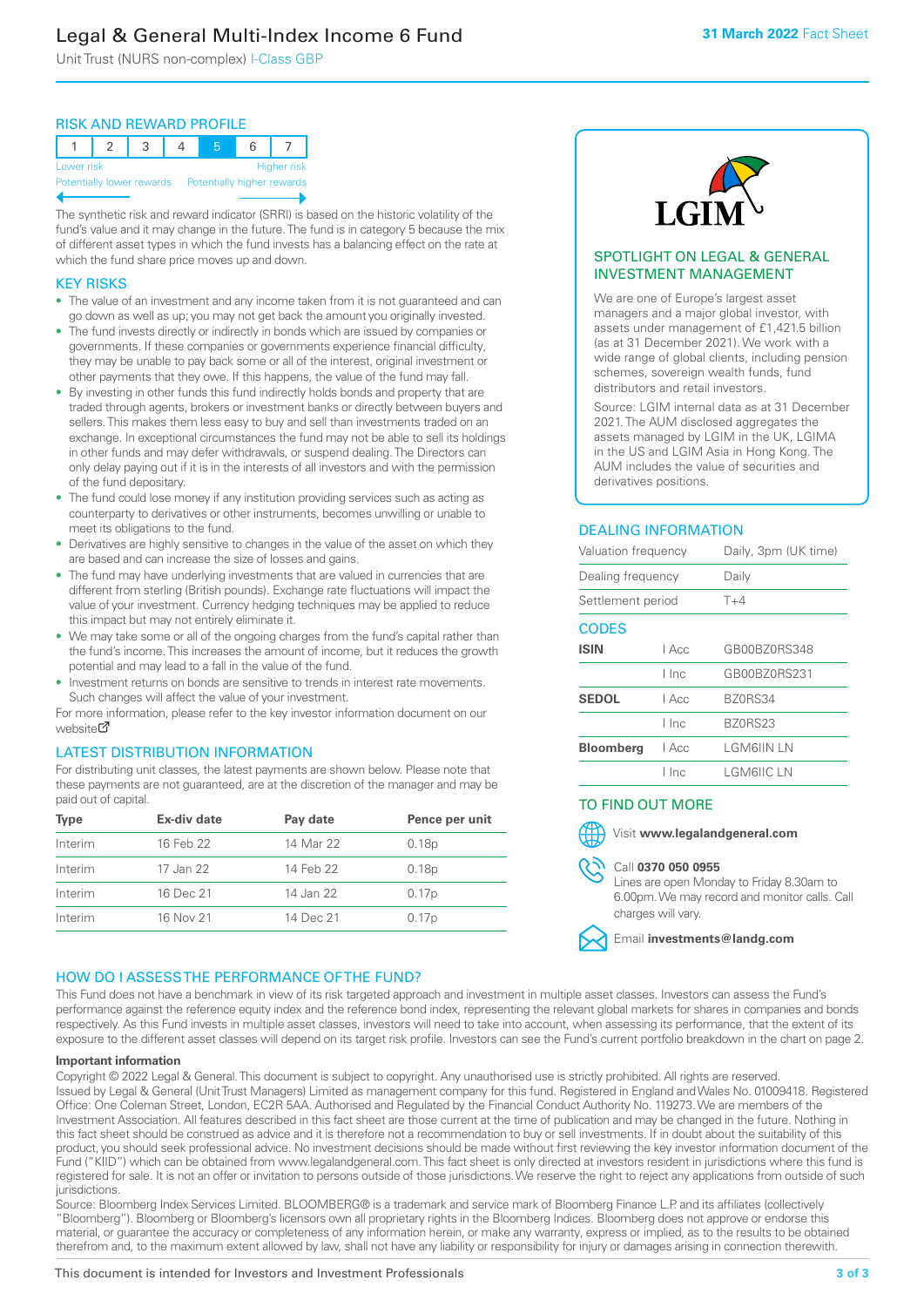# Legal & General Multi-Index Income 6 Fund

Unit Trust (NURS non-complex) I-Class GBP

31 March 2022 Fact Sheet

## RISK AND REWARD PROFILE

| 1 | 2 | 3 | 4 | 5 | 6 | 7 |
|---|---|---|---|---|---|---|

Lower risk — Higher risk

Potentially lower rewards — Potentially higher rewards

The synthetic risk and reward indicator (SRRI) is based on the historic volatility of the fund's value and it may change in the future. The fund is in category 5 because the mix of different asset types in which the fund invests has a balancing effect on the rate at which the fund share price moves up and down.

## KEY RISKS

- The value of an investment and any income taken from it is not guaranteed and can go down as well as up; you may not get back the amount you originally invested.
- The fund invests directly or indirectly in bonds which are issued by companies or governments. If these companies or governments experience financial difficulty, they may be unable to pay back some or all of the interest, original investment or other payments that they owe. If this happens, the value of the fund may fall.
- By investing in other funds this fund indirectly holds bonds and property that are traded through agents, brokers or investment banks or directly between buyers and sellers. This makes them less easy to buy and sell than investments traded on an exchange. In exceptional circumstances the fund may not be able to sell its holdings in other funds and may defer withdrawals, or suspend dealing. The Directors can only delay paying out if it is in the interests of all investors and with the permission of the fund depositary.
- The fund could lose money if any institution providing services such as acting as counterparty to derivatives or other instruments, becomes unwilling or unable to meet its obligations to the fund.
- Derivatives are highly sensitive to changes in the value of the asset on which they are based and can increase the size of losses and gains.
- The fund may have underlying investments that are valued in currencies that are different from sterling (British pounds). Exchange rate fluctuations will impact the value of your investment. Currency hedging techniques may be applied to reduce this impact but may not entirely eliminate it.
- We may take some or all of the ongoing charges from the fund's capital rather than the fund's income. This increases the amount of income, but it reduces the growth potential and may lead to a fall in the value of the fund.
- Investment returns on bonds are sensitive to trends in interest rate movements. Such changes will affect the value of your investment.

For more information, please refer to the key investor information document on our website

## LATEST DISTRIBUTION INFORMATION

For distributing unit classes, the latest payments are shown below. Please note that these payments are not guaranteed, are at the discretion of the manager and may be paid out of capital.

| Type | Ex-div date | Pay date | Pence per unit |
|---|---|---|---|
| Interim | 16 Feb 22 | 14 Mar 22 | 0.18p |
| Interim | 17 Jan 22 | 14 Feb 22 | 0.18p |
| Interim | 16 Dec 21 | 14 Jan 22 | 0.17p |
| Interim | 16 Nov 21 | 14 Dec 21 | 0.17p |

## SPOTLIGHT ON LEGAL & GENERAL INVESTMENT MANAGEMENT

We are one of Europe's largest asset managers and a major global investor, with assets under management of £1,421.5 billion (as at 31 December 2021). We work with a wide range of global clients, including pension schemes, sovereign wealth funds, fund distributors and retail investors.

Source: LGIM internal data as at 31 December 2021. The AUM disclosed aggregates the assets managed by LGIM in the UK, LGIMA in the US and LGIM Asia in Hong Kong. The AUM includes the value of securities and derivatives positions.

## DEALING INFORMATION

| | |
|---|---|
| Valuation frequency | Daily, 3pm (UK time) |
| Dealing frequency | Daily |
| Settlement period | T+4 |

## CODES

| | | |
|---|---|---|
| **ISIN** | I Acc | GB00BZ0RS348 |
| | I Inc | GB00BZ0RS231 |
| **SEDOL** | I Acc | BZ0RS34 |
| | I Inc | BZ0RS23 |
| **Bloomberg** | I Acc | LGM6IIN LN |
| | I Inc | LGM6IIC LN |

## TO FIND OUT MORE

Visit **www.legalandgeneral.com**

Call **0370 050 0955**
Lines are open Monday to Friday 8.30am to 6.00pm. We may record and monitor calls. Call charges will vary.

Email **investments@landg.com**

## HOW DO I ASSESS THE PERFORMANCE OF THE FUND?

This Fund does not have a benchmark in view of its risk targeted approach and investment in multiple asset classes. Investors can assess the Fund's performance against the reference equity index and the reference bond index, representing the relevant global markets for shares in companies and bonds respectively. As this Fund invests in multiple asset classes, investors will need to take into account, when assessing its performance, that the extent of its exposure to the different asset classes will depend on its target risk profile. Investors can see the Fund's current portfolio breakdown in the chart on page 2.

**Important information**

Copyright © 2022 Legal & General. This document is subject to copyright. Any unauthorised use is strictly prohibited. All rights are reserved.
Issued by Legal & General (Unit Trust Managers) Limited as management company for this fund. Registered in England and Wales No. 01009418. Registered Office: One Coleman Street, London, EC2R 5AA. Authorised and Regulated by the Financial Conduct Authority No. 119273. We are members of the Investment Association. All features described in this fact sheet are those current at the time of publication and may be changed in the future. Nothing in this fact sheet should be construed as advice and it is therefore not a recommendation to buy or sell investments. If in doubt about the suitability of this product, you should seek professional advice. No investment decisions should be made without first reviewing the key investor information document of the Fund ("KIID") which can be obtained from www.legalandgeneral.com. This fact sheet is only directed at investors resident in jurisdictions where this fund is registered for sale. It is not an offer or invitation to persons outside of those jurisdictions. We reserve the right to reject any applications from outside of such jurisdictions.
Source: Bloomberg Index Services Limited. BLOOMBERG® is a trademark and service mark of Bloomberg Finance L.P. and its affiliates (collectively "Bloomberg"). Bloomberg or Bloomberg's licensors own all proprietary rights in the Bloomberg Indices. Bloomberg does not approve or endorse this material, or guarantee the accuracy or completeness of any information herein, or make any warranty, express or implied, as to the results to be obtained therefrom and, to the maximum extent allowed by law, shall not have any liability or responsibility for injury or damages arising in connection therewith.

This document is intended for Investors and Investment Professionals